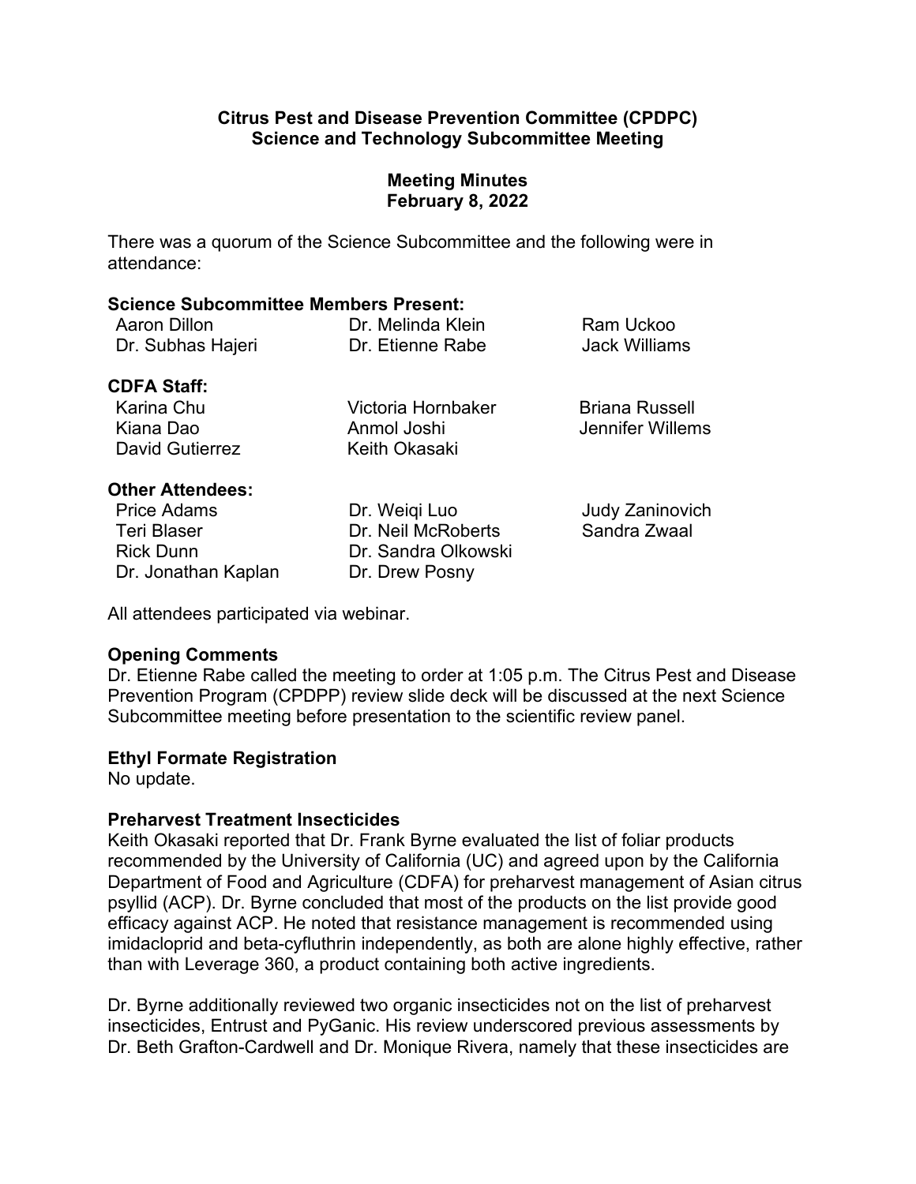**Citrus Pest and Disease Prevention Committee (CPDPC)**
**Science and Technology Subcommittee Meeting**

**Meeting Minutes**
**February 8, 2022**

There was a quorum of the Science Subcommittee and the following were in attendance:

**Science Subcommittee Members Present:**

| | | |
|---|---|---|
| Aaron Dillon | Dr. Melinda Klein | Ram Uckoo |
| Dr. Subhas Hajeri | Dr. Etienne Rabe | Jack Williams |

**CDFA Staff:**

| | | |
|---|---|---|
| Karina Chu | Victoria Hornbaker | Briana Russell |
| Kiana Dao | Anmol Joshi | Jennifer Willems |
| David Gutierrez | Keith Okasaki | |

**Other Attendees:**

| | | |
|---|---|---|
| Price Adams | Dr. Weiqi Luo | Judy Zaninovich |
| Teri Blaser | Dr. Neil McRoberts | Sandra Zwaal |
| Rick Dunn | Dr. Sandra Olkowski | |
| Dr. Jonathan Kaplan | Dr. Drew Posny | |

All attendees participated via webinar.

**Opening Comments**

Dr. Etienne Rabe called the meeting to order at 1:05 p.m. The Citrus Pest and Disease Prevention Program (CPDPP) review slide deck will be discussed at the next Science Subcommittee meeting before presentation to the scientific review panel.

**Ethyl Formate Registration**

No update.

**Preharvest Treatment Insecticides**

Keith Okasaki reported that Dr. Frank Byrne evaluated the list of foliar products recommended by the University of California (UC) and agreed upon by the California Department of Food and Agriculture (CDFA) for preharvest management of Asian citrus psyllid (ACP). Dr. Byrne concluded that most of the products on the list provide good efficacy against ACP. He noted that resistance management is recommended using imidacloprid and beta-cyfluthrin independently, as both are alone highly effective, rather than with Leverage 360, a product containing both active ingredients.

Dr. Byrne additionally reviewed two organic insecticides not on the list of preharvest insecticides, Entrust and PyGanic. His review underscored previous assessments by Dr. Beth Grafton-Cardwell and Dr. Monique Rivera, namely that these insecticides are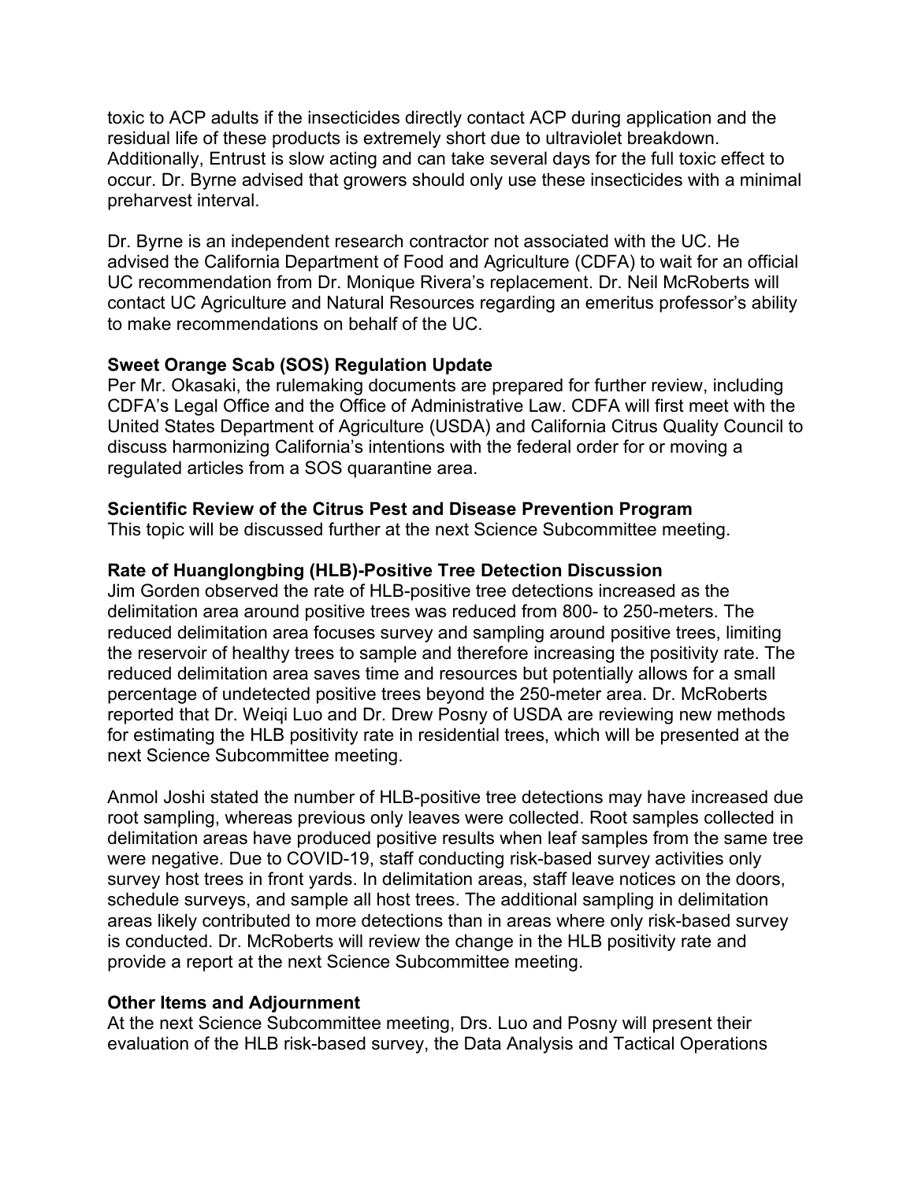toxic to ACP adults if the insecticides directly contact ACP during application and the residual life of these products is extremely short due to ultraviolet breakdown. Additionally, Entrust is slow acting and can take several days for the full toxic effect to occur. Dr. Byrne advised that growers should only use these insecticides with a minimal preharvest interval.

Dr. Byrne is an independent research contractor not associated with the UC. He advised the California Department of Food and Agriculture (CDFA) to wait for an official UC recommendation from Dr. Monique Rivera's replacement. Dr. Neil McRoberts will contact UC Agriculture and Natural Resources regarding an emeritus professor's ability to make recommendations on behalf of the UC.

**Sweet Orange Scab (SOS) Regulation Update**

Per Mr. Okasaki, the rulemaking documents are prepared for further review, including CDFA's Legal Office and the Office of Administrative Law. CDFA will first meet with the United States Department of Agriculture (USDA) and California Citrus Quality Council to discuss harmonizing California's intentions with the federal order for or moving a regulated articles from a SOS quarantine area.

**Scientific Review of the Citrus Pest and Disease Prevention Program**

This topic will be discussed further at the next Science Subcommittee meeting.

**Rate of Huanglongbing (HLB)-Positive Tree Detection Discussion**

Jim Gorden observed the rate of HLB-positive tree detections increased as the delimitation area around positive trees was reduced from 800- to 250-meters. The reduced delimitation area focuses survey and sampling around positive trees, limiting the reservoir of healthy trees to sample and therefore increasing the positivity rate. The reduced delimitation area saves time and resources but potentially allows for a small percentage of undetected positive trees beyond the 250-meter area. Dr. McRoberts reported that Dr. Weiqi Luo and Dr. Drew Posny of USDA are reviewing new methods for estimating the HLB positivity rate in residential trees, which will be presented at the next Science Subcommittee meeting.

Anmol Joshi stated the number of HLB-positive tree detections may have increased due root sampling, whereas previous only leaves were collected. Root samples collected in delimitation areas have produced positive results when leaf samples from the same tree were negative. Due to COVID-19, staff conducting risk-based survey activities only survey host trees in front yards. In delimitation areas, staff leave notices on the doors, schedule surveys, and sample all host trees. The additional sampling in delimitation areas likely contributed to more detections than in areas where only risk-based survey is conducted. Dr. McRoberts will review the change in the HLB positivity rate and provide a report at the next Science Subcommittee meeting.

**Other Items and Adjournment**

At the next Science Subcommittee meeting, Drs. Luo and Posny will present their evaluation of the HLB risk-based survey, the Data Analysis and Tactical Operations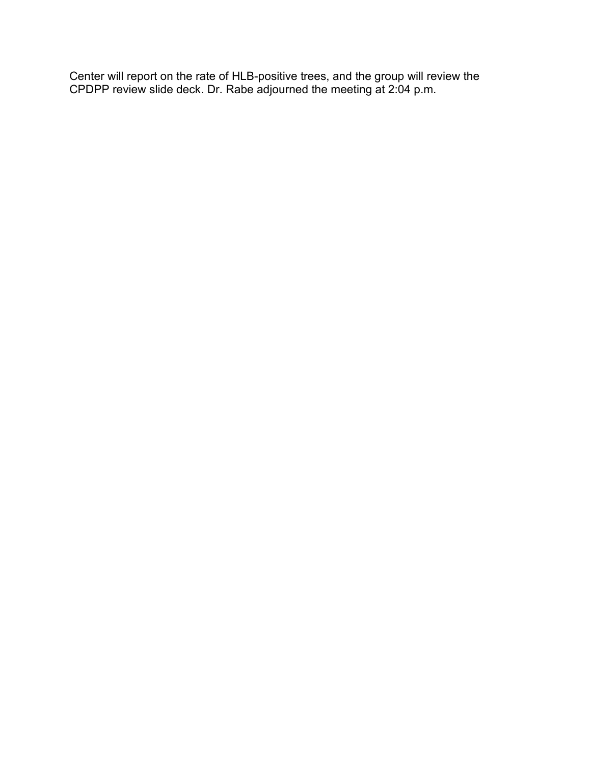Center will report on the rate of HLB-positive trees, and the group will review the CPDPP review slide deck. Dr. Rabe adjourned the meeting at 2:04 p.m.